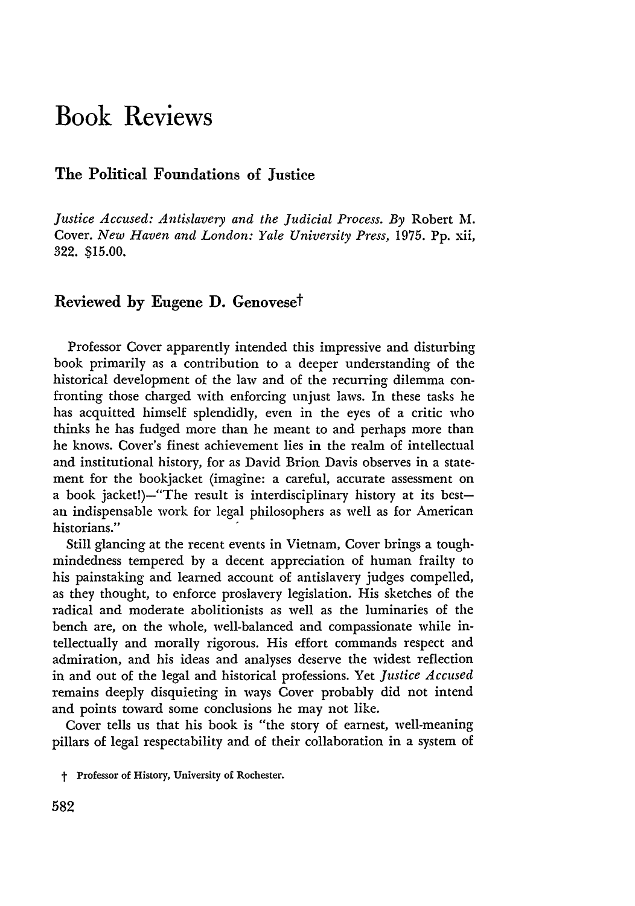# Book Reviews

## The Political Foundations of Justice

*Justice Accused: Antislavery and the Judicial Process. By* Robert M. Cover. *New Haven and London: Yale University Press,* 1975. Pp. xii, 322. $15.00.

## Reviewed by Eugene D. Genovese†

Professor Cover apparently intended this impressive and disturbing book primarily as a contribution to a deeper understanding of the historical development of the law and of the recurring dilemma confronting those charged with enforcing unjust laws. In these tasks he has acquitted himself splendidly, even in the eyes of a critic who thinks he has fudged more than he meant to and perhaps more than he knows. Cover's finest achievement lies in the realm of intellectual and institutional history, for as David Brion Davis observes in a statement for the bookjacket (imagine: a careful, accurate assessment on a book jacket!)—"The result is interdisciplinary history at its best—an indispensable work for legal philosophers as well as for American historians."

Still glancing at the recent events in Vietnam, Cover brings a toughmindedness tempered by a decent appreciation of human frailty to his painstaking and learned account of antislavery judges compelled, as they thought, to enforce proslavery legislation. His sketches of the radical and moderate abolitionists as well as the luminaries of the bench are, on the whole, well-balanced and compassionate while intellectually and morally rigorous. His effort commands respect and admiration, and his ideas and analyses deserve the widest reflection in and out of the legal and historical professions. Yet *Justice Accused* remains deeply disquieting in ways Cover probably did not intend and points toward some conclusions he may not like.

Cover tells us that his book is "the story of earnest, well-meaning pillars of legal respectability and of their collaboration in a system of

† Professor of History, University of Rochester.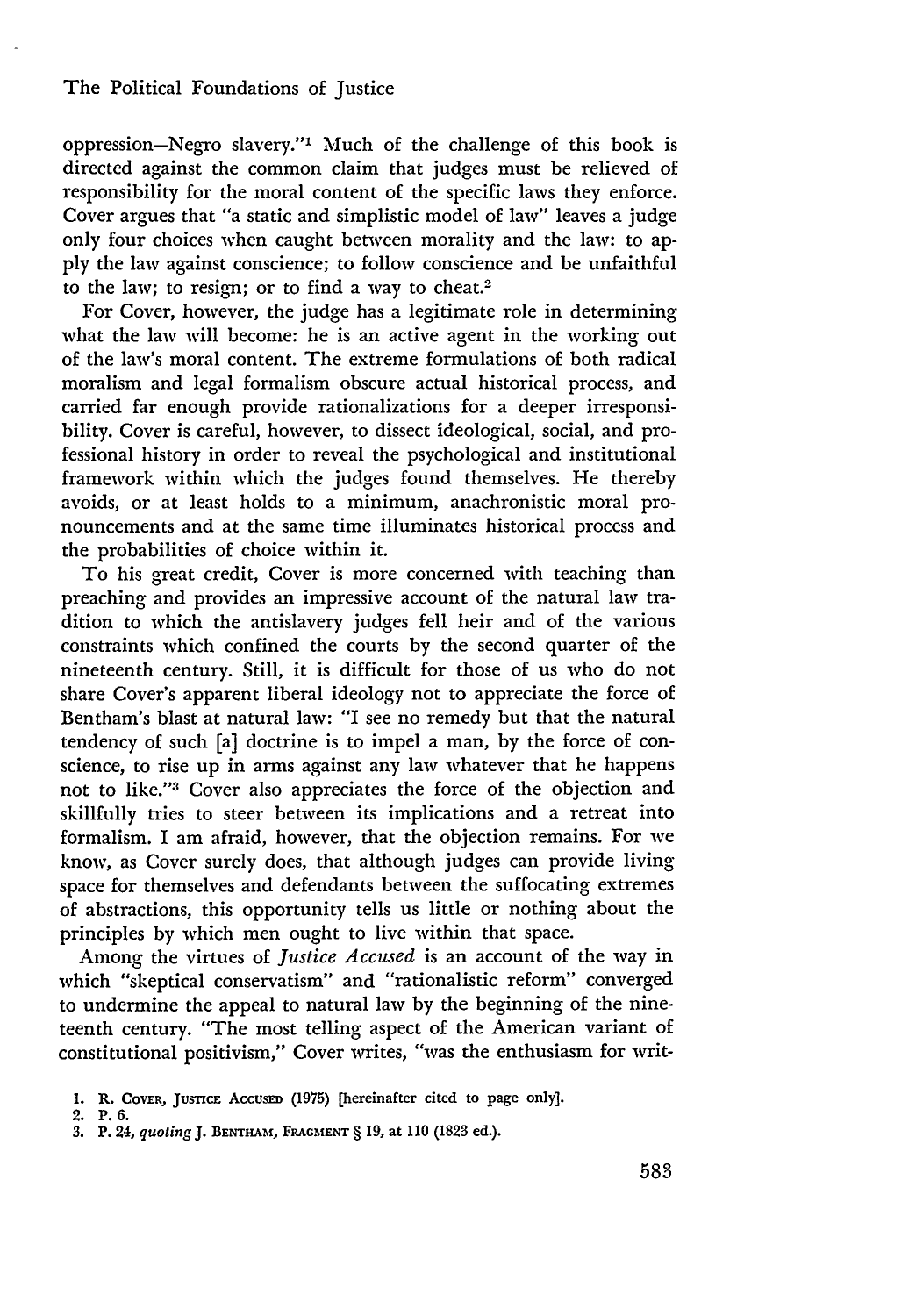oppression—Negro slavery."[1] Much of the challenge of this book is directed against the common claim that judges must be relieved of responsibility for the moral content of the specific laws they enforce. Cover argues that "a static and simplistic model of law" leaves a judge only four choices when caught between morality and the law: to apply the law against conscience; to follow conscience and be unfaithful to the law; to resign; or to find a way to cheat.[2]

For Cover, however, the judge has a legitimate role in determining what the law will become: he is an active agent in the working out of the law's moral content. The extreme formulations of both radical moralism and legal formalism obscure actual historical process, and carried far enough provide rationalizations for a deeper irresponsibility. Cover is careful, however, to dissect ideological, social, and professional history in order to reveal the psychological and institutional framework within which the judges found themselves. He thereby avoids, or at least holds to a minimum, anachronistic moral pronouncements and at the same time illuminates historical process and the probabilities of choice within it.

To his great credit, Cover is more concerned with teaching than preaching and provides an impressive account of the natural law tradition to which the antislavery judges fell heir and of the various constraints which confined the courts by the second quarter of the nineteenth century. Still, it is difficult for those of us who do not share Cover's apparent liberal ideology not to appreciate the force of Bentham's blast at natural law: "I see no remedy but that the natural tendency of such [a] doctrine is to impel a man, by the force of conscience, to rise up in arms against any law whatever that he happens not to like."[3] Cover also appreciates the force of the objection and skillfully tries to steer between its implications and a retreat into formalism. I am afraid, however, that the objection remains. For we know, as Cover surely does, that although judges can provide living space for themselves and defendants between the suffocating extremes of abstractions, this opportunity tells us little or nothing about the principles by which men ought to live within that space.

Among the virtues of *Justice Accused* is an account of the way in which "skeptical conservatism" and "rationalistic reform" converged to undermine the appeal to natural law by the beginning of the nineteenth century. "The most telling aspect of the American variant of constitutional positivism," Cover writes, "was the enthusiasm for writ-

1. R. COVER, JUSTICE ACCUSED (1975) [hereinafter cited to page only].
2. P. 6.
3. P. 24, *quoting* J. BENTHAM, FRAGMENT § 19, at 110 (1823 ed.).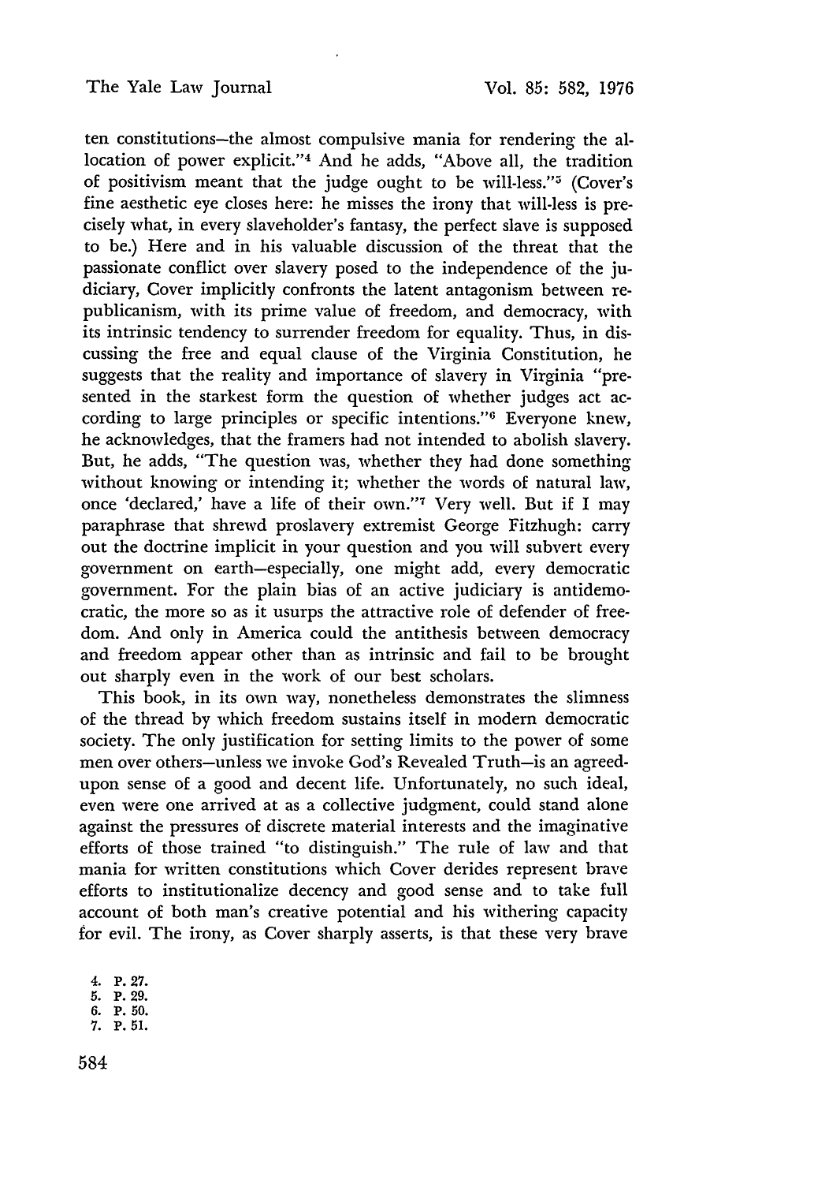ten constitutions—the almost compulsive mania for rendering the allocation of power explicit."[4] And he adds, "Above all, the tradition of positivism meant that the judge ought to be will-less."[5] (Cover's fine aesthetic eye closes here: he misses the irony that will-less is precisely what, in every slaveholder's fantasy, the perfect slave is supposed to be.) Here and in his valuable discussion of the threat that the passionate conflict over slavery posed to the independence of the judiciary, Cover implicitly confronts the latent antagonism between republicanism, with its prime value of freedom, and democracy, with its intrinsic tendency to surrender freedom for equality. Thus, in discussing the free and equal clause of the Virginia Constitution, he suggests that the reality and importance of slavery in Virginia "presented in the starkest form the question of whether judges act according to large principles or specific intentions."[6] Everyone knew, he acknowledges, that the framers had not intended to abolish slavery. But, he adds, "The question was, whether they had done something without knowing or intending it; whether the words of natural law, once 'declared,' have a life of their own."[7] Very well. But if I may paraphrase that shrewd proslavery extremist George Fitzhugh: carry out the doctrine implicit in your question and you will subvert every government on earth—especially, one might add, every democratic government. For the plain bias of an active judiciary is antidemocratic, the more so as it usurps the attractive role of defender of freedom. And only in America could the antithesis between democracy and freedom appear other than as intrinsic and fail to be brought out sharply even in the work of our best scholars.

This book, in its own way, nonetheless demonstrates the slimness of the thread by which freedom sustains itself in modern democratic society. The only justification for setting limits to the power of some men over others—unless we invoke God's Revealed Truth—is an agreed-upon sense of a good and decent life. Unfortunately, no such ideal, even were one arrived at as a collective judgment, could stand alone against the pressures of discrete material interests and the imaginative efforts of those trained "to distinguish." The rule of law and that mania for written constitutions which Cover derides represent brave efforts to institutionalize decency and good sense and to take full account of both man's creative potential and his withering capacity for evil. The irony, as Cover sharply asserts, is that these very brave

4. P. 27.
5. P. 29.
6. P. 50.
7. P. 51.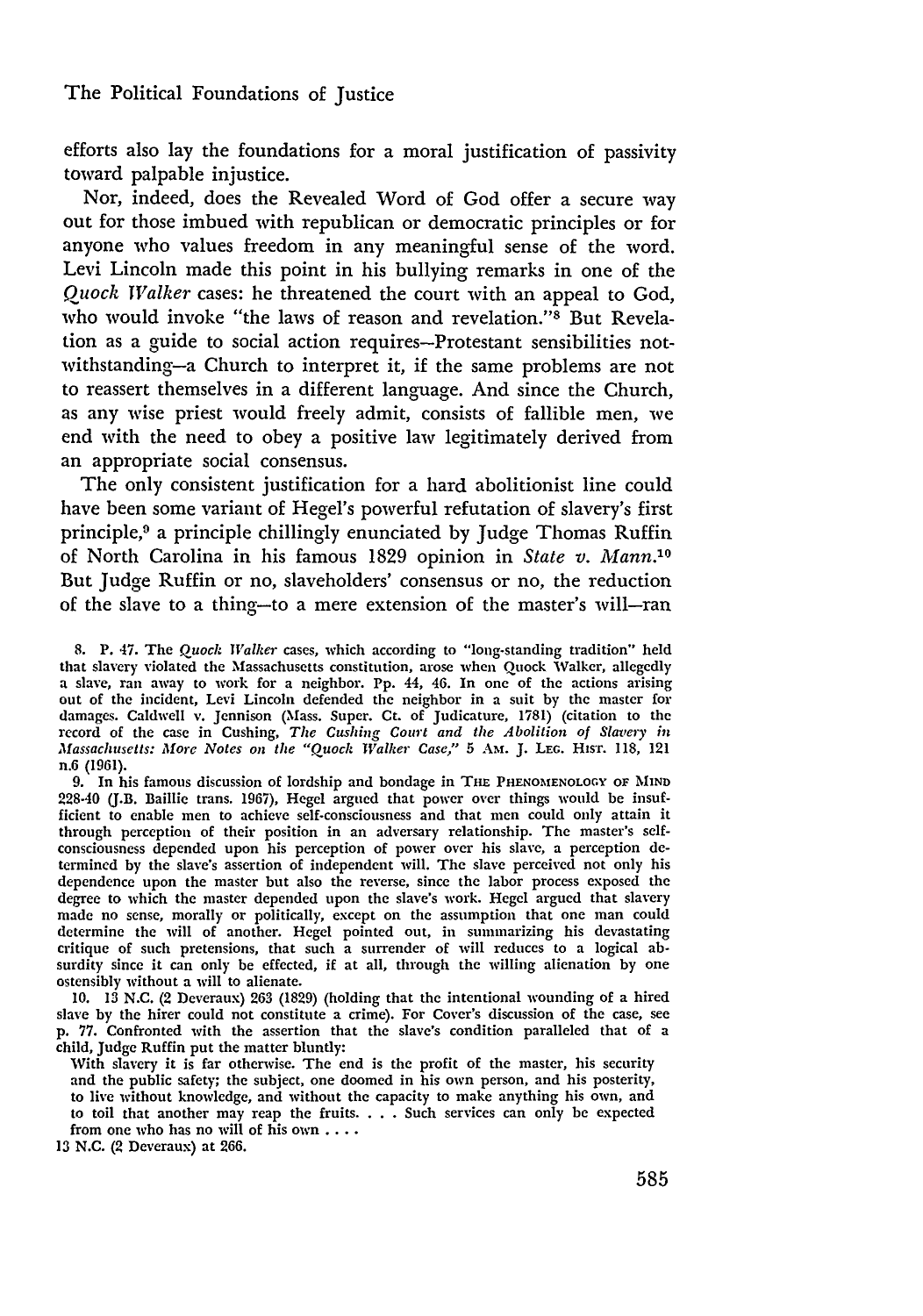efforts also lay the foundations for a moral justification of passivity toward palpable injustice.

Nor, indeed, does the Revealed Word of God offer a secure way out for those imbued with republican or democratic principles or for anyone who values freedom in any meaningful sense of the word. Levi Lincoln made this point in his bullying remarks in one of the *Quock Walker* cases: he threatened the court with an appeal to God, who would invoke "the laws of reason and revelation."[8] But Revelation as a guide to social action requires—Protestant sensibilities notwithstanding—a Church to interpret it, if the same problems are not to reassert themselves in a different language. And since the Church, as any wise priest would freely admit, consists of fallible men, we end with the need to obey a positive law legitimately derived from an appropriate social consensus.

The only consistent justification for a hard abolitionist line could have been some variant of Hegel's powerful refutation of slavery's first principle,[9] a principle chillingly enunciated by Judge Thomas Ruffin of North Carolina in his famous 1829 opinion in *State v. Mann*.[10] But Judge Ruffin or no, slaveholders' consensus or no, the reduction of the slave to a thing—to a mere extension of the master's will—ran

---

8. P. 47. The *Quock Walker* cases, which according to "long-standing tradition" held that slavery violated the Massachusetts constitution, arose when Quock Walker, allegedly a slave, ran away to work for a neighbor. Pp. 44, 46. In one of the actions arising out of the incident, Levi Lincoln defended the neighbor in a suit by the master for damages. Caldwell v. Jennison (Mass. Super. Ct. of Judicature, 1781) (citation to the record of the case in Cushing, *The Cushing Court and the Abolition of Slavery in Massachusetts: More Notes on the "Quock Walker Case,"* 5 AM. J. LEG. HIST. 118, 121 n.6 (1961).

9. In his famous discussion of lordship and bondage in THE PHENOMENOLOGY OF MIND 228-40 (J.B. Baillie trans. 1967), Hegel argued that power over things would be insufficient to enable men to achieve self-consciousness and that men could only attain it through perception of their position in an adversary relationship. The master's self-consciousness depended upon his perception of power over his slave, a perception determined by the slave's assertion of independent will. The slave perceived not only his dependence upon the master but also the reverse, since the labor process exposed the degree to which the master depended upon the slave's work. Hegel argued that slavery made no sense, morally or politically, except on the assumption that one man could determine the will of another. Hegel pointed out, in summarizing his devastating critique of such pretensions, that such a surrender of will reduces to a logical absurdity since it can only be effected, if at all, through the willing alienation by one ostensibly without a will to alienate.

10. 13 N.C. (2 Deveraux) 263 (1829) (holding that the intentional wounding of a hired slave by the hirer could not constitute a crime). For Cover's discussion of the case, see p. 77. Confronted with the assertion that the slave's condition paralleled that of a child, Judge Ruffin put the matter bluntly:

> With slavery it is far otherwise. The end is the profit of the master, his security and the public safety; the subject, one doomed in his own person, and his posterity, to live without knowledge, and without the capacity to make anything his own, and to toil that another may reap the fruits. . . . Such services can only be expected from one who has no will of his own . . . .

13 N.C. (2 Deveraux) at 266.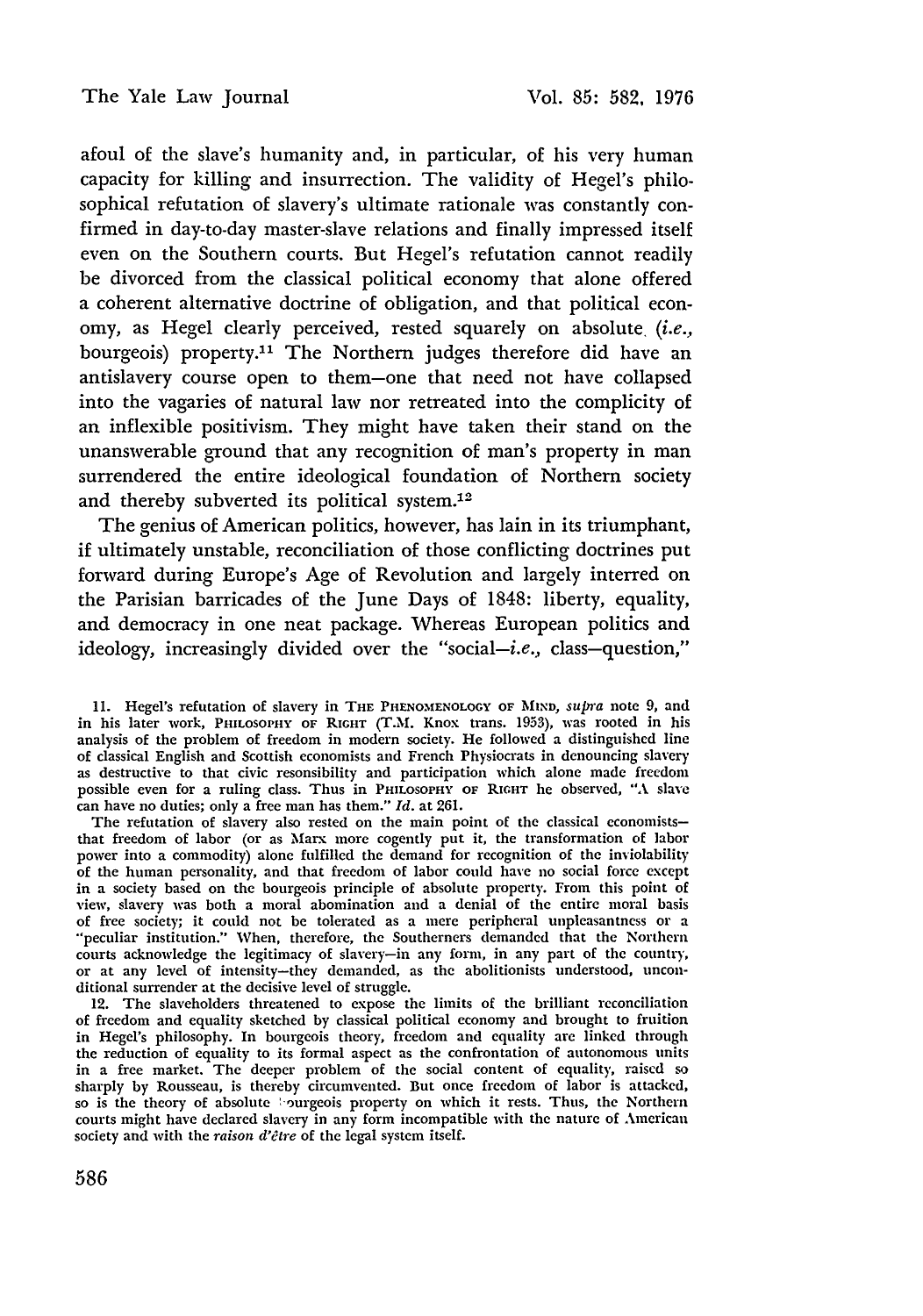afoul of the slave's humanity and, in particular, of his very human capacity for killing and insurrection. The validity of Hegel's philosophical refutation of slavery's ultimate rationale was constantly confirmed in day-to-day master-slave relations and finally impressed itself even on the Southern courts. But Hegel's refutation cannot readily be divorced from the classical political economy that alone offered a coherent alternative doctrine of obligation, and that political economy, as Hegel clearly perceived, rested squarely on absolute (*i.e.*, bourgeois) property.[11] The Northern judges therefore did have an antislavery course open to them—one that need not have collapsed into the vagaries of natural law nor retreated into the complicity of an inflexible positivism. They might have taken their stand on the unanswerable ground that any recognition of man's property in man surrendered the entire ideological foundation of Northern society and thereby subverted its political system.[12]

The genius of American politics, however, has lain in its triumphant, if ultimately unstable, reconciliation of those conflicting doctrines put forward during Europe's Age of Revolution and largely interred on the Parisian barricades of the June Days of 1848: liberty, equality, and democracy in one neat package. Whereas European politics and ideology, increasingly divided over the "social—*i.e.*, class—question,"

11. Hegel's refutation of slavery in THE PHENOMENOLOGY OF MIND, *supra* note 9, and in his later work, PHILOSOPHY OF RIGHT (T.M. Knox trans. 1953), was rooted in his analysis of the problem of freedom in modern society. He followed a distinguished line of classical English and Scottish economists and French Physiocrats in denouncing slavery as destructive to that civic resonsibility and participation which alone made freedom possible even for a ruling class. Thus in PHILOSOPHY OF RIGHT he observed, "A slave can have no duties; only a free man has them." *Id.* at 261.

The refutation of slavery also rested on the main point of the classical economists—that freedom of labor (or as Marx more cogently put it, the transformation of labor power into a commodity) alone fulfilled the demand for recognition of the inviolability of the human personality, and that freedom of labor could have no social force except in a society based on the bourgeois principle of absolute property. From this point of view, slavery was both a moral abomination and a denial of the entire moral basis of free society; it could not be tolerated as a mere peripheral unpleasantness or a "peculiar institution." When, therefore, the Southerners demanded that the Northern courts acknowledge the legitimacy of slavery—in any form, in any part of the country, or at any level of intensity—they demanded, as the abolitionists understood, unconditional surrender at the decisive level of struggle.

12. The slaveholders threatened to expose the limits of the brilliant reconciliation of freedom and equality sketched by classical political economy and brought to fruition in Hegel's philosophy. In bourgeois theory, freedom and equality are linked through the reduction of equality to its formal aspect as the confrontation of autonomous units in a free market. The deeper problem of the social content of equality, raised so sharply by Rousseau, is thereby circumvented. But once freedom of labor is attacked, so is the theory of absolute bourgeois property on which it rests. Thus, the Northern courts might have declared slavery in any form incompatible with the nature of American society and with the *raison d'être* of the legal system itself.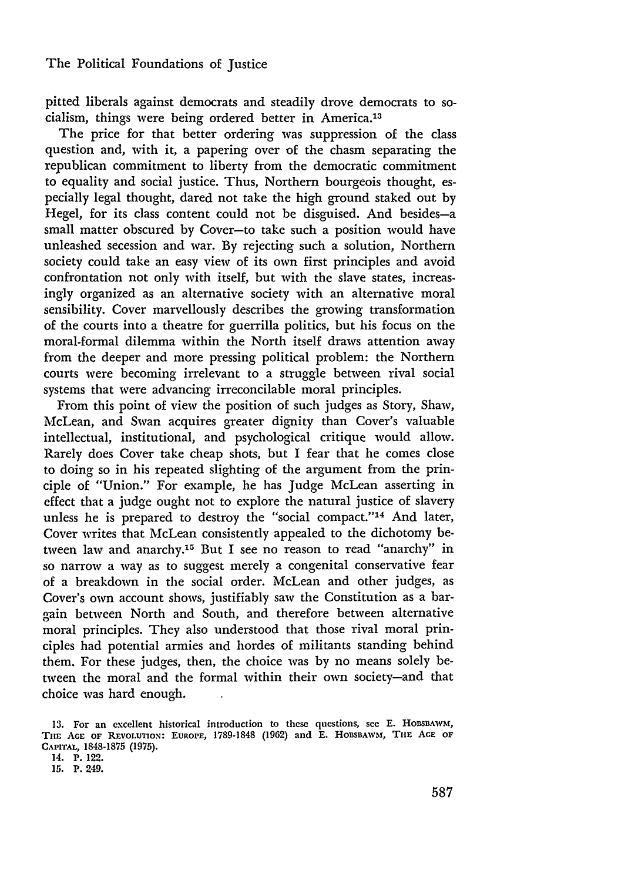pitted liberals against democrats and steadily drove democrats to socialism, things were being ordered better in America.[13]

The price for that better ordering was suppression of the class question and, with it, a papering over of the chasm separating the republican commitment to liberty from the democratic commitment to equality and social justice. Thus, Northern bourgeois thought, especially legal thought, dared not take the high ground staked out by Hegel, for its class content could not be disguised. And besides—a small matter obscured by Cover—to take such a position would have unleashed secession and war. By rejecting such a solution, Northern society could take an easy view of its own first principles and avoid confrontation not only with itself, but with the slave states, increasingly organized as an alternative society with an alternative moral sensibility. Cover marvellously describes the growing transformation of the courts into a theatre for guerrilla politics, but his focus on the moral-formal dilemma within the North itself draws attention away from the deeper and more pressing political problem: the Northern courts were becoming irrelevant to a struggle between rival social systems that were advancing irreconcilable moral principles.

From this point of view the position of such judges as Story, Shaw, McLean, and Swan acquires greater dignity than Cover's valuable intellectual, institutional, and psychological critique would allow. Rarely does Cover take cheap shots, but I fear that he comes close to doing so in his repeated slighting of the argument from the principle of "Union." For example, he has Judge McLean asserting in effect that a judge ought not to explore the natural justice of slavery unless he is prepared to destroy the "social compact."[14] And later, Cover writes that McLean consistently appealed to the dichotomy between law and anarchy.[15] But I see no reason to read "anarchy" in so narrow a way as to suggest merely a congenital conservative fear of a breakdown in the social order. McLean and other judges, as Cover's own account shows, justifiably saw the Constitution as a bargain between North and South, and therefore between alternative moral principles. They also understood that those rival moral principles had potential armies and hordes of militants standing behind them. For these judges, then, the choice was by no means solely between the moral and the formal within their own society—and that choice was hard enough.

13. For an excellent historical introduction to these questions, see E. Hobsbawm, The Age of Revolution: Europe, 1789-1848 (1962) and E. Hobsbawm, The Age of Capital, 1848-1875 (1975).

14. P. 122.

15. P. 249.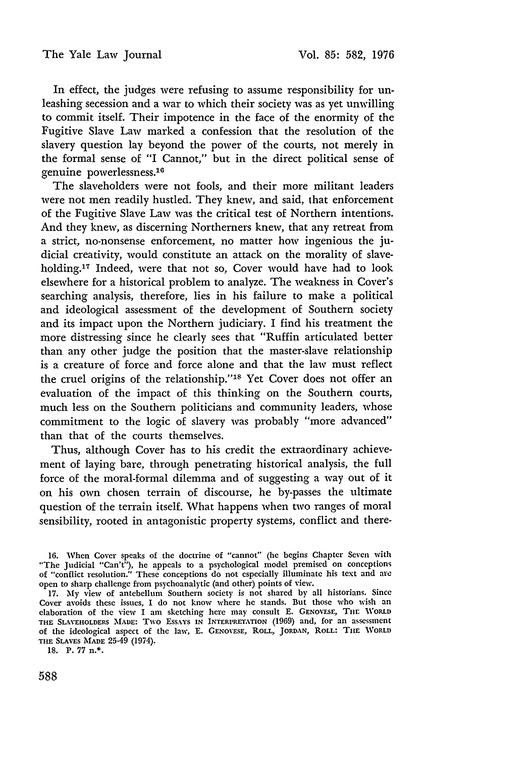In effect, the judges were refusing to assume responsibility for unleashing secession and a war to which their society was as yet unwilling to commit itself. Their impotence in the face of the enormity of the Fugitive Slave Law marked a confession that the resolution of the slavery question lay beyond the power of the courts, not merely in the formal sense of "I Cannot," but in the direct political sense of genuine powerlessness.[16]

The slaveholders were not fools, and their more militant leaders were not men readily hustled. They knew, and said, that enforcement of the Fugitive Slave Law was the critical test of Northern intentions. And they knew, as discerning Northerners knew, that any retreat from a strict, no-nonsense enforcement, no matter how ingenious the judicial creativity, would constitute an attack on the morality of slaveholding.[17] Indeed, were that not so, Cover would have had to look elsewhere for a historical problem to analyze. The weakness in Cover's searching analysis, therefore, lies in his failure to make a political and ideological assessment of the development of Southern society and its impact upon the Northern judiciary. I find his treatment the more distressing since he clearly sees that "Ruffin articulated better than any other judge the position that the master-slave relationship is a creature of force and force alone and that the law must reflect the cruel origins of the relationship."[18] Yet Cover does not offer an evaluation of the impact of this thinking on the Southern courts, much less on the Southern politicians and community leaders, whose commitment to the logic of slavery was probably "more advanced" than that of the courts themselves.

Thus, although Cover has to his credit the extraordinary achievement of laying bare, through penetrating historical analysis, the full force of the moral-formal dilemma and of suggesting a way out of it on his own chosen terrain of discourse, he by-passes the ultimate question of the terrain itself. What happens when two ranges of moral sensibility, rooted in antagonistic property systems, conflict and there-

16. When Cover speaks of the doctrine of "cannot" (he begins Chapter Seven with "The Judicial "Can't"), he appeals to a psychological model premised on conceptions of "conflict resolution." These conceptions do not especially illuminate his text and are open to sharp challenge from psychoanalytic (and other) points of view.

17. My view of antebellum Southern society is not shared by all historians. Since Cover avoids these issues, I do not know where he stands. But those who wish an elaboration of the view I am sketching here may consult E. GENOVESE, THE WORLD THE SLAVEHOLDERS MADE: TWO ESSAYS IN INTERPRETATION (1969) and, for an assessment of the ideological aspect of the law, E. GENOVESE, ROLL, JORDAN, ROLL: THE WORLD THE SLAVES MADE 25-49 (1974).

18. P. 77 n.*.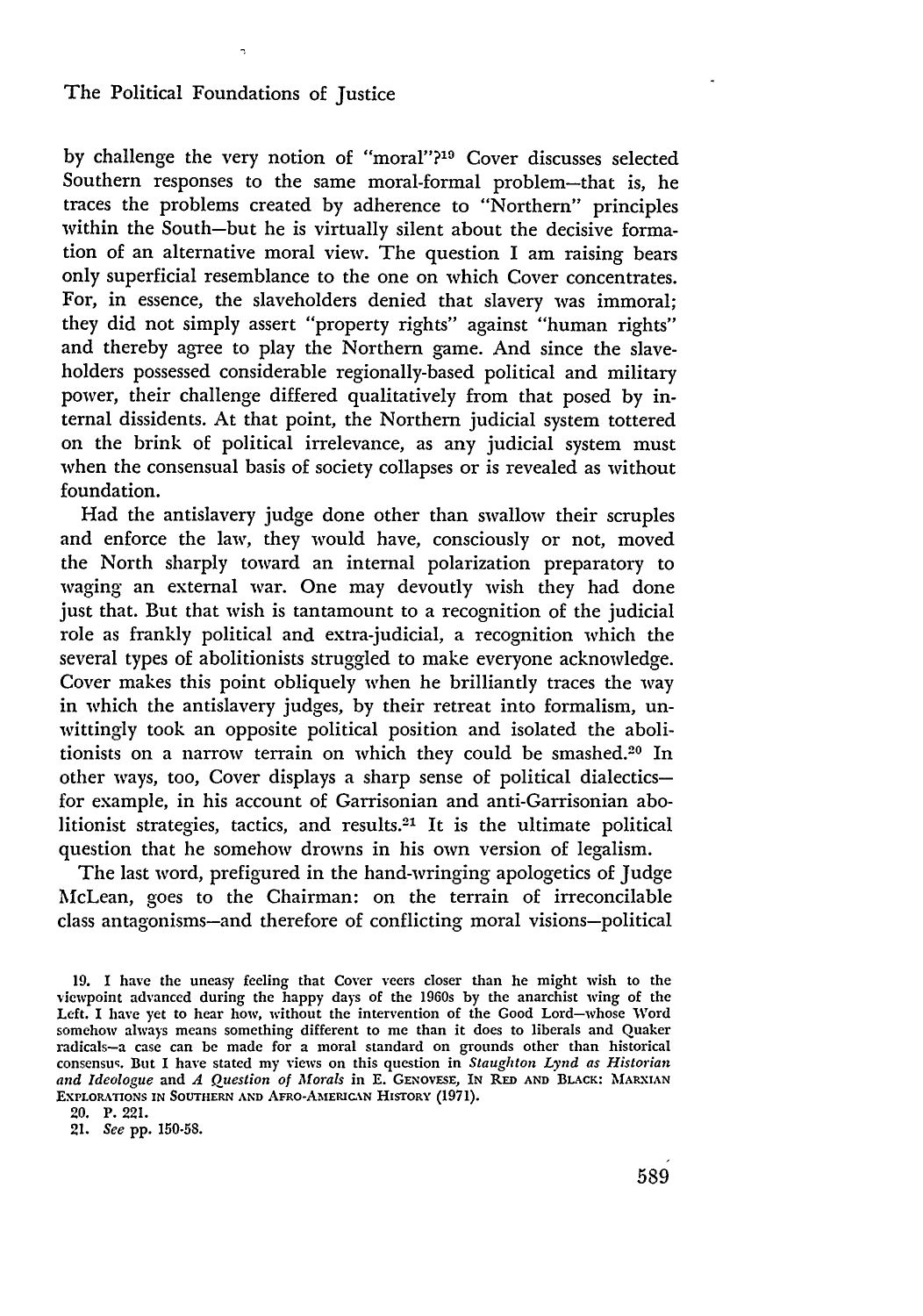by challenge the very notion of "moral"?[19] Cover discusses selected Southern responses to the same moral-formal problem—that is, he traces the problems created by adherence to "Northern" principles within the South—but he is virtually silent about the decisive formation of an alternative moral view. The question I am raising bears only superficial resemblance to the one on which Cover concentrates. For, in essence, the slaveholders denied that slavery was immoral; they did not simply assert "property rights" against "human rights" and thereby agree to play the Northern game. And since the slaveholders possessed considerable regionally-based political and military power, their challenge differed qualitatively from that posed by internal dissidents. At that point, the Northern judicial system tottered on the brink of political irrelevance, as any judicial system must when the consensual basis of society collapses or is revealed as without foundation.

Had the antislavery judge done other than swallow their scruples and enforce the law, they would have, consciously or not, moved the North sharply toward an internal polarization preparatory to waging an external war. One may devoutly wish they had done just that. But that wish is tantamount to a recognition of the judicial role as frankly political and extra-judicial, a recognition which the several types of abolitionists struggled to make everyone acknowledge. Cover makes this point obliquely when he brilliantly traces the way in which the antislavery judges, by their retreat into formalism, unwittingly took an opposite political position and isolated the abolitionists on a narrow terrain on which they could be smashed.[20] In other ways, too, Cover displays a sharp sense of political dialectics—for example, in his account of Garrisonian and anti-Garrisonian abolitionist strategies, tactics, and results.[21] It is the ultimate political question that he somehow drowns in his own version of legalism.

The last word, prefigured in the hand-wringing apologetics of Judge McLean, goes to the Chairman: on the terrain of irreconcilable class antagonisms—and therefore of conflicting moral visions—political

19. I have the uneasy feeling that Cover veers closer than he might wish to the viewpoint advanced during the happy days of the 1960s by the anarchist wing of the Left. I have yet to hear how, without the intervention of the Good Lord—whose Word somehow always means something different to me than it does to liberals and Quaker radicals—a case can be made for a moral standard on grounds other than historical consensus. But I have stated my views on this question in *Staughton Lynd as Historian and Ideologue* and *A Question of Morals* in E. GENOVESE, IN RED AND BLACK: MARXIAN EXPLORATIONS IN SOUTHERN AND AFRO-AMERICAN HISTORY (1971).

20. P. 221.

21. *See* pp. 150-58.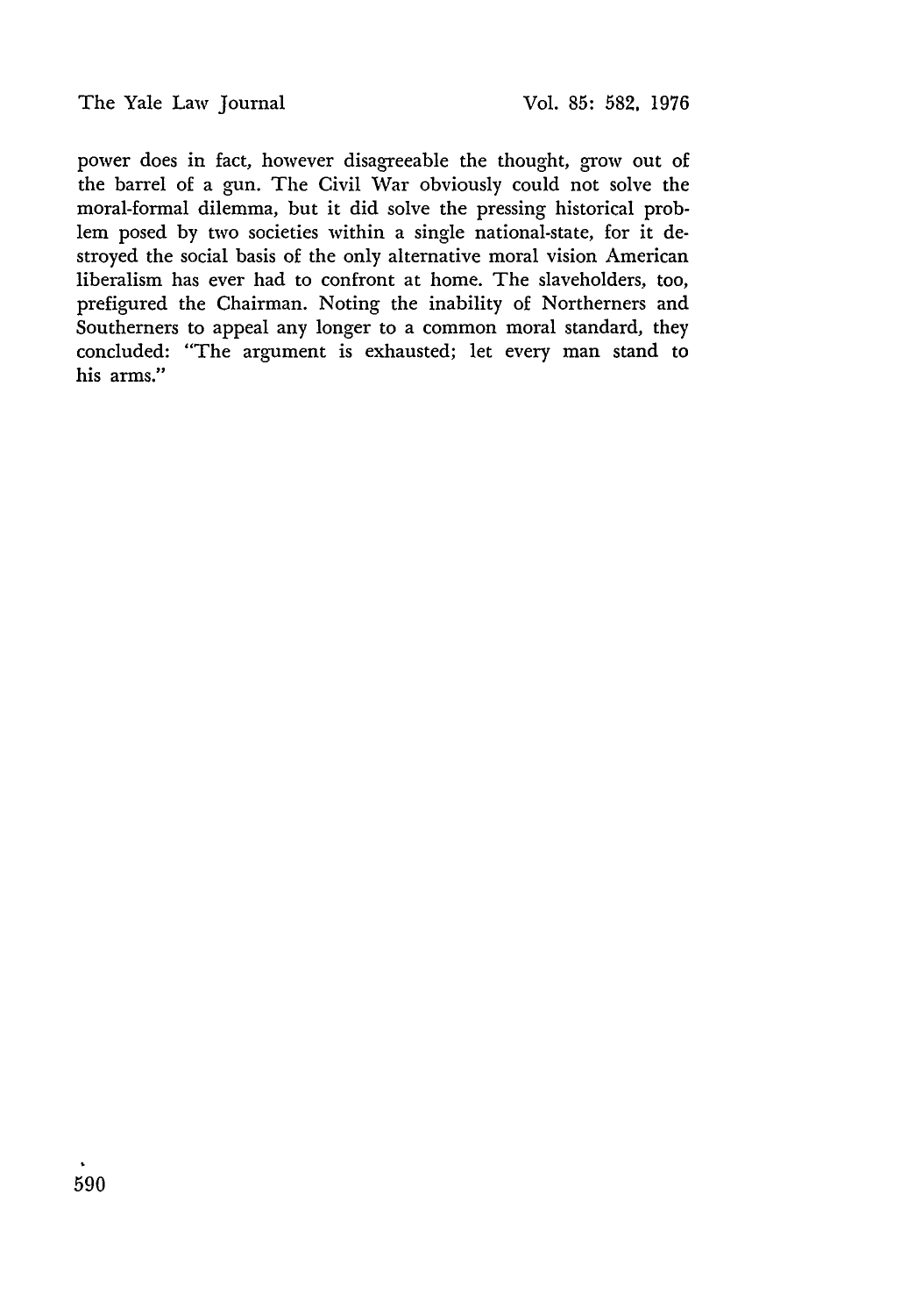power does in fact, however disagreeable the thought, grow out of the barrel of a gun. The Civil War obviously could not solve the moral-formal dilemma, but it did solve the pressing historical problem posed by two societies within a single national-state, for it destroyed the social basis of the only alternative moral vision American liberalism has ever had to confront at home. The slaveholders, too, prefigured the Chairman. Noting the inability of Northerners and Southerners to appeal any longer to a common moral standard, they concluded: "The argument is exhausted; let every man stand to his arms."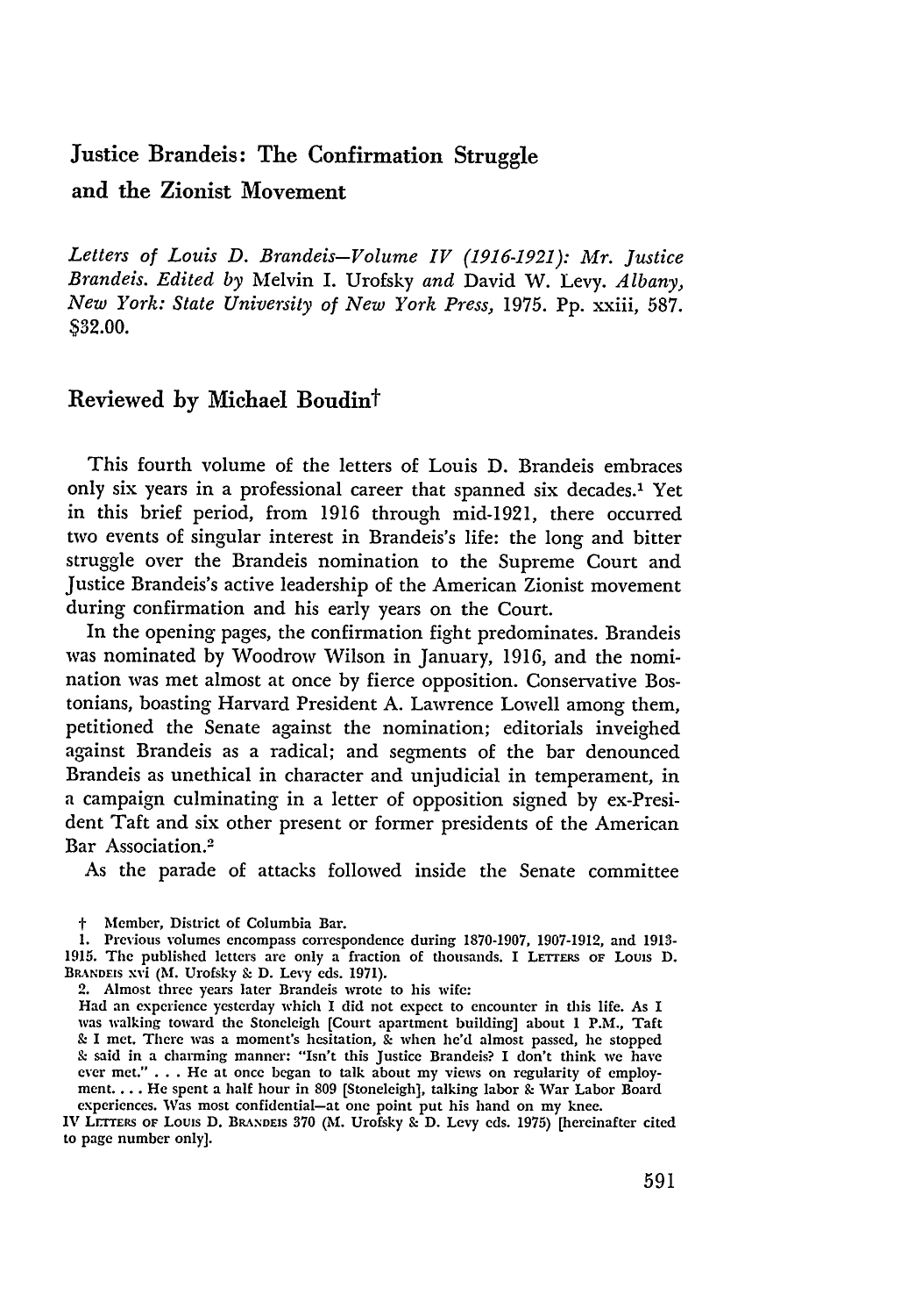# Justice Brandeis: The Confirmation Struggle and the Zionist Movement

*Letters of Louis D. Brandeis—Volume IV (1916-1921): Mr. Justice Brandeis. Edited by* Melvin I. Urofsky *and* David W. Levy. *Albany, New York: State University of New York Press,* 1975. Pp. xxiii, 587. $32.00.

## Reviewed by Michael Boudin†

This fourth volume of the letters of Louis D. Brandeis embraces only six years in a professional career that spanned six decades.[1] Yet in this brief period, from 1916 through mid-1921, there occurred two events of singular interest in Brandeis's life: the long and bitter struggle over the Brandeis nomination to the Supreme Court and Justice Brandeis's active leadership of the American Zionist movement during confirmation and his early years on the Court.

In the opening pages, the confirmation fight predominates. Brandeis was nominated by Woodrow Wilson in January, 1916, and the nomination was met almost at once by fierce opposition. Conservative Bostonians, boasting Harvard President A. Lawrence Lowell among them, petitioned the Senate against the nomination; editorials inveighed against Brandeis as a radical; and segments of the bar denounced Brandeis as unethical in character and unjudicial in temperament, in a campaign culminating in a letter of opposition signed by ex-President Taft and six other present or former presidents of the American Bar Association.[2]

As the parade of attacks followed inside the Senate committee

---

† Member, District of Columbia Bar.

1. Previous volumes encompass correspondence during 1870-1907, 1907-1912, and 1913-1915. The published letters are only a fraction of thousands. I LETTERS OF LOUIS D. BRANDEIS xvi (M. Urofsky & D. Levy eds. 1971).

2. Almost three years later Brandeis wrote to his wife:

Had an experience yesterday which I did not expect to encounter in this life. As I was walking toward the Stoneleigh [Court apartment building] about 1 P.M., Taft & I met. There was a moment's hesitation, & when he'd almost passed, he stopped & said in a charming manner: "Isn't this Justice Brandeis? I don't think we have ever met." . . . He at once began to talk about my views on regularity of employment. . . . He spent a half hour in 809 [Stoneleigh], talking labor & War Labor Board experiences. Was most confidential—at one point put his hand on my knee.

IV LETTERS OF LOUIS D. BRANDEIS 370 (M. Urofsky & D. Levy eds. 1975) [hereinafter cited to page number only].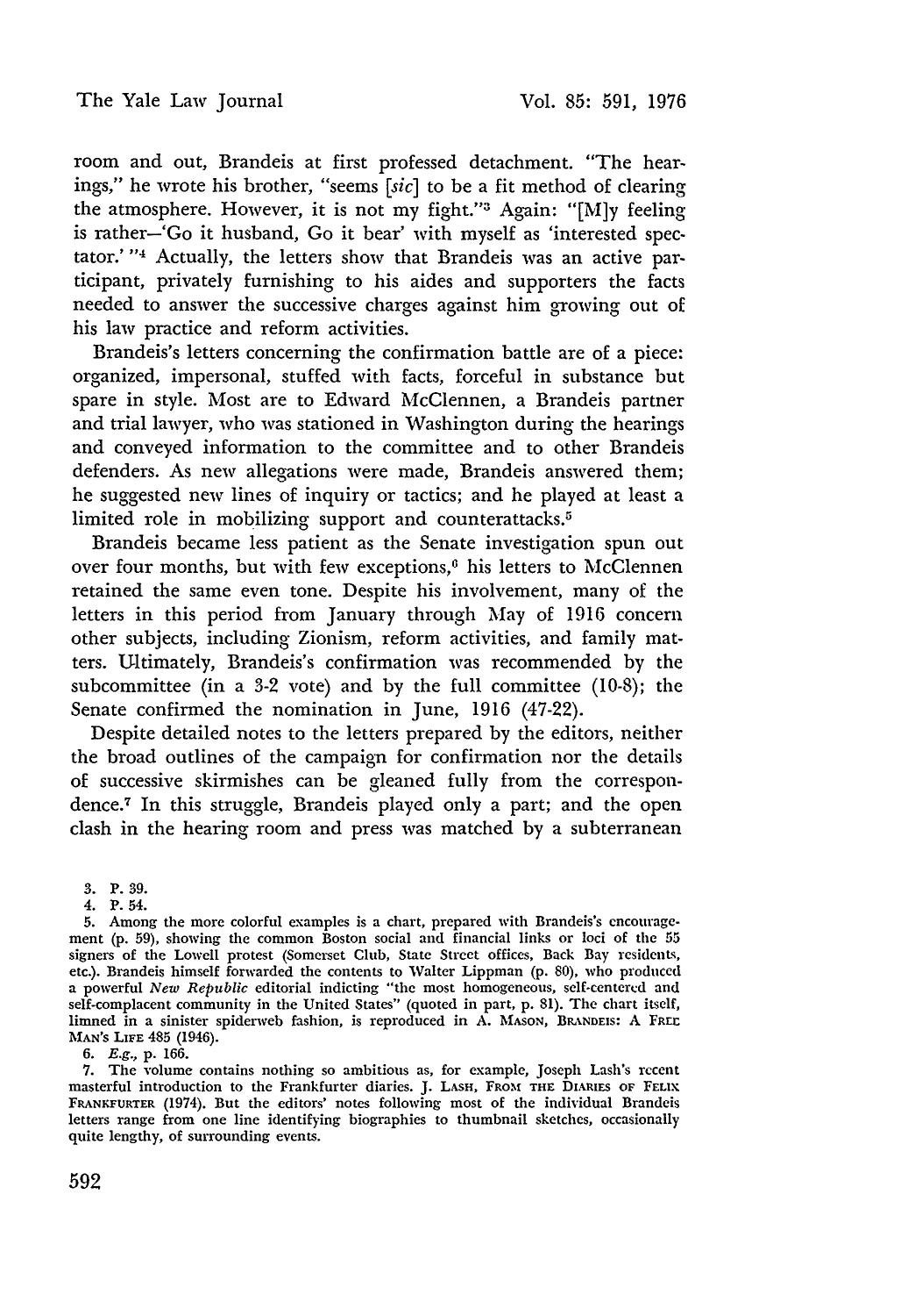room and out, Brandeis at first professed detachment. "The hearings," he wrote his brother, "seems [*sic*] to be a fit method of clearing the atmosphere. However, it is not my fight."[3] Again: "[M]y feeling is rather—'Go it husband, Go it bear' with myself as 'interested spectator.' "[4] Actually, the letters show that Brandeis was an active participant, privately furnishing to his aides and supporters the facts needed to answer the successive charges against him growing out of his law practice and reform activities.

Brandeis's letters concerning the confirmation battle are of a piece: organized, impersonal, stuffed with facts, forceful in substance but spare in style. Most are to Edward McClennen, a Brandeis partner and trial lawyer, who was stationed in Washington during the hearings and conveyed information to the committee and to other Brandeis defenders. As new allegations were made, Brandeis answered them; he suggested new lines of inquiry or tactics; and he played at least a limited role in mobilizing support and counterattacks.[5]

Brandeis became less patient as the Senate investigation spun out over four months, but with few exceptions,[6] his letters to McClennen retained the same even tone. Despite his involvement, many of the letters in this period from January through May of 1916 concern other subjects, including Zionism, reform activities, and family matters. Ultimately, Brandeis's confirmation was recommended by the subcommittee (in a 3-2 vote) and by the full committee (10-8); the Senate confirmed the nomination in June, 1916 (47-22).

Despite detailed notes to the letters prepared by the editors, neither the broad outlines of the campaign for confirmation nor the details of successive skirmishes can be gleaned fully from the correspondence.[7] In this struggle, Brandeis played only a part; and the open clash in the hearing room and press was matched by a subterranean

3. P. 39.

4. P. 54.

5. Among the more colorful examples is a chart, prepared with Brandeis's encouragement (p. 59), showing the common Boston social and financial links or loci of the 55 signers of the Lowell protest (Somerset Club, State Street offices, Back Bay residents, etc.). Brandeis himself forwarded the contents to Walter Lippman (p. 80), who produced a powerful *New Republic* editorial indicting "the most homogeneous, self-centered and self-complacent community in the United States" (quoted in part, p. 81). The chart itself, limned in a sinister spiderweb fashion, is reproduced in A. MASON, BRANDEIS: A FREE MAN'S LIFE 485 (1946).

6. *E.g.*, p. 166.

7. The volume contains nothing so ambitious as, for example, Joseph Lash's recent masterful introduction to the Frankfurter diaries. J. LASH, FROM THE DIARIES OF FELIX FRANKFURTER (1974). But the editors' notes following most of the individual Brandeis letters range from one line identifying biographies to thumbnail sketches, occasionally quite lengthy, of surrounding events.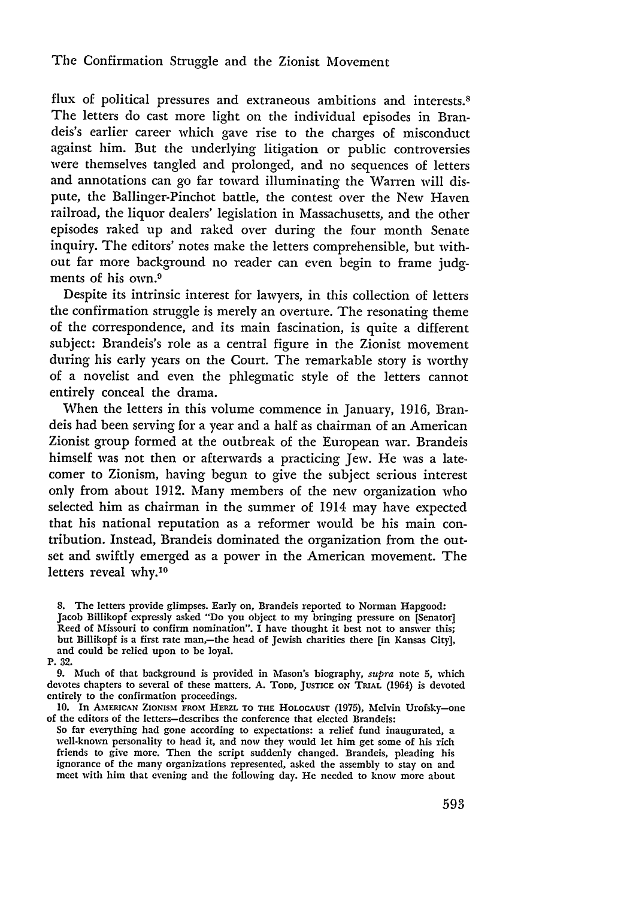flux of political pressures and extraneous ambitions and interests.[8] The letters do cast more light on the individual episodes in Brandeis's earlier career which gave rise to the charges of misconduct against him. But the underlying litigation or public controversies were themselves tangled and prolonged, and no sequences of letters and annotations can go far toward illuminating the Warren will dispute, the Ballinger-Pinchot battle, the contest over the New Haven railroad, the liquor dealers' legislation in Massachusetts, and the other episodes raked up and raked over during the four month Senate inquiry. The editors' notes make the letters comprehensible, but without far more background no reader can even begin to frame judgments of his own.[9]

Despite its intrinsic interest for lawyers, in this collection of letters the confirmation struggle is merely an overture. The resonating theme of the correspondence, and its main fascination, is quite a different subject: Brandeis's role as a central figure in the Zionist movement during his early years on the Court. The remarkable story is worthy of a novelist and even the phlegmatic style of the letters cannot entirely conceal the drama.

When the letters in this volume commence in January, 1916, Brandeis had been serving for a year and a half as chairman of an American Zionist group formed at the outbreak of the European war. Brandeis himself was not then or afterwards a practicing Jew. He was a latecomer to Zionism, having begun to give the subject serious interest only from about 1912. Many members of the new organization who selected him as chairman in the summer of 1914 may have expected that his national reputation as a reformer would be his main contribution. Instead, Brandeis dominated the organization from the outset and swiftly emerged as a power in the American movement. The letters reveal why.[10]

8. The letters provide glimpses. Early on, Brandeis reported to Norman Hapgood:

Jacob Billikopf expressly asked "Do you object to my bringing pressure on [Senator] Reed of Missouri to confirm nomination". I have thought it best not to answer this; but Billikopf is a first rate man,—the head of Jewish charities there [in Kansas City], and could be relied upon to be loyal.

P. 32.

9. Much of that background is provided in Mason's biography, *supra* note 5, which devotes chapters to several of these matters. A. TODD, JUSTICE ON TRIAL (1964) is devoted entirely to the confirmation proceedings.

10. In AMERICAN ZIONISM FROM HERZL TO THE HOLOCAUST (1975), Melvin Urofsky—one of the editors of the letters—describes the conference that elected Brandeis:

So far everything had gone according to expectations: a relief fund inaugurated, a well-known personality to head it, and now they would let him get some of his rich friends to give more. Then the script suddenly changed. Brandeis, pleading his ignorance of the many organizations represented, asked the assembly to stay on and meet with him that evening and the following day. He needed to know more about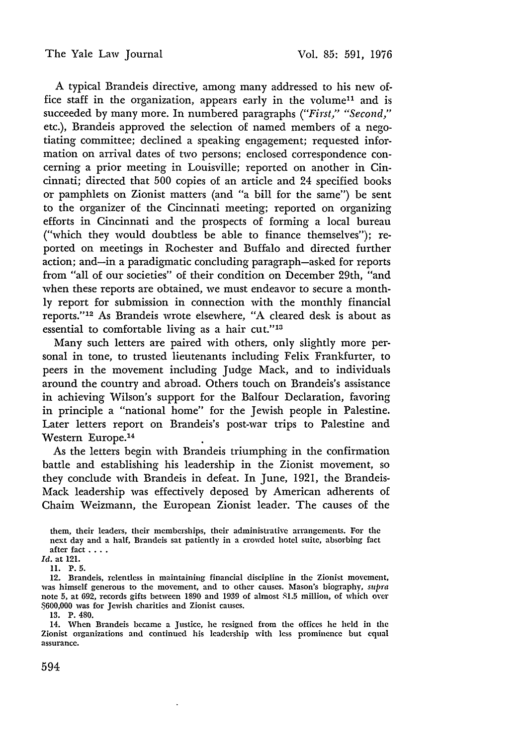A typical Brandeis directive, among many addressed to his new office staff in the organization, appears early in the volume[11] and is succeeded by many more. In numbered paragraphs (*"First," "Second,"* etc.), Brandeis approved the selection of named members of a negotiating committee; declined a speaking engagement; requested information on arrival dates of two persons; enclosed correspondence concerning a prior meeting in Louisville; reported on another in Cincinnati; directed that 500 copies of an article and 24 specified books or pamphlets on Zionist matters (and "a bill for the same") be sent to the organizer of the Cincinnati meeting; reported on organizing efforts in Cincinnati and the prospects of forming a local bureau ("which they would doubtless be able to finance themselves"); reported on meetings in Rochester and Buffalo and directed further action; and—in a paradigmatic concluding paragraph—asked for reports from "all of our societies" of their condition on December 29th, "and when these reports are obtained, we must endeavor to secure a monthly report for submission in connection with the monthly financial reports."[12] As Brandeis wrote elsewhere, "A cleared desk is about as essential to comfortable living as a hair cut."[13]

Many such letters are paired with others, only slightly more personal in tone, to trusted lieutenants including Felix Frankfurter, to peers in the movement including Judge Mack, and to individuals around the country and abroad. Others touch on Brandeis's assistance in achieving Wilson's support for the Balfour Declaration, favoring in principle a "national home" for the Jewish people in Palestine. Later letters report on Brandeis's post-war trips to Palestine and Western Europe.[14]

As the letters begin with Brandeis triumphing in the confirmation battle and establishing his leadership in the Zionist movement, so they conclude with Brandeis in defeat. In June, 1921, the Brandeis-Mack leadership was effectively deposed by American adherents of Chaim Weizmann, the European Zionist leader. The causes of the

---

them, their leaders, their memberships, their administrative arrangements. For the next day and a half, Brandeis sat patiently in a crowded hotel suite, absorbing fact after fact . . . .

*Id.* at 121.

11. P. 5.

12. Brandeis, relentless in maintaining financial discipline in the Zionist movement, was himself generous to the movement, and to other causes. Mason's biography, *supra* note 5, at 692, records gifts between 1890 and 1939 of almost $1.5 million, of which over $600,000 was for Jewish charities and Zionist causes.

13. P. 480.

14. When Brandeis became a Justice, he resigned from the offices he held in the Zionist organizations and continued his leadership with less prominence but equal assurance.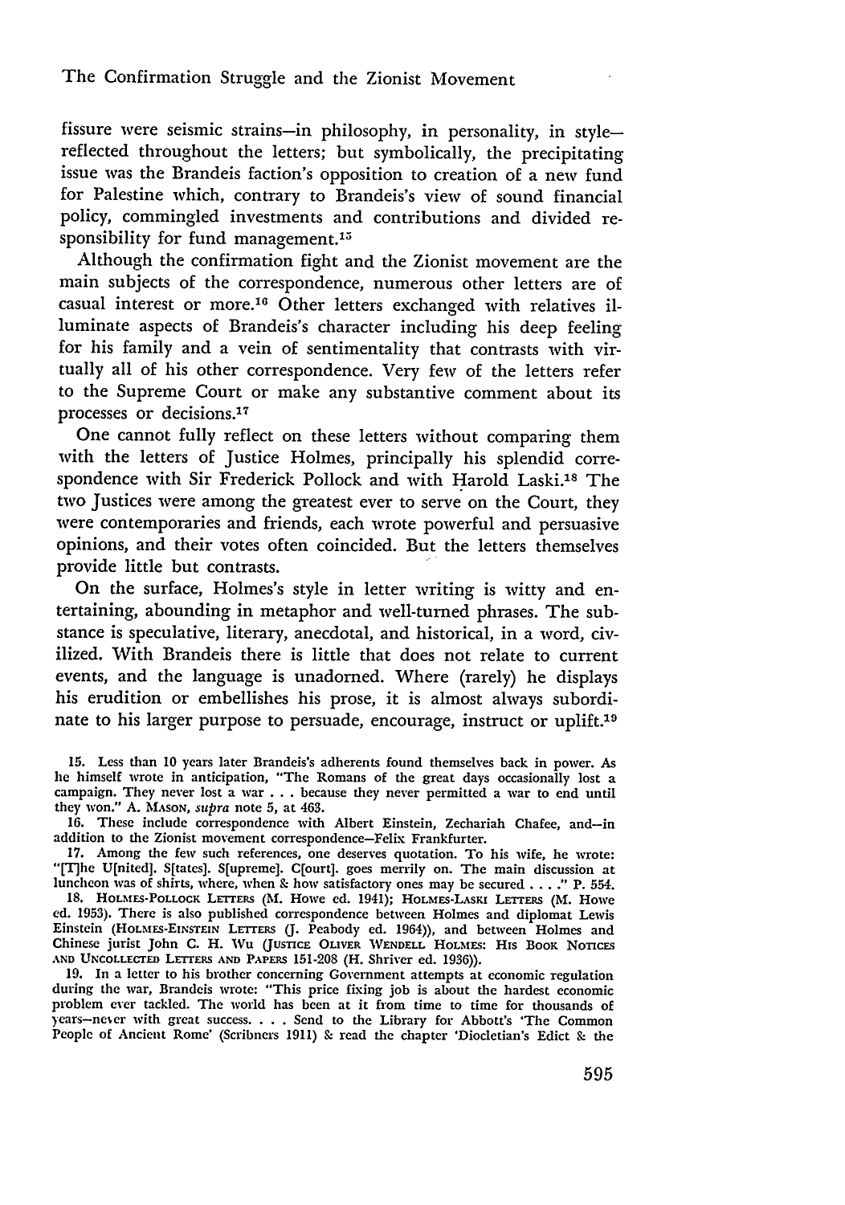fissure were seismic strains—in philosophy, in personality, in style—reflected throughout the letters; but symbolically, the precipitating issue was the Brandeis faction's opposition to creation of a new fund for Palestine which, contrary to Brandeis's view of sound financial policy, commingled investments and contributions and divided responsibility for fund management.[15]

Although the confirmation fight and the Zionist movement are the main subjects of the correspondence, numerous other letters are of casual interest or more.[16] Other letters exchanged with relatives illuminate aspects of Brandeis's character including his deep feeling for his family and a vein of sentimentality that contrasts with virtually all of his other correspondence. Very few of the letters refer to the Supreme Court or make any substantive comment about its processes or decisions.[17]

One cannot fully reflect on these letters without comparing them with the letters of Justice Holmes, principally his splendid correspondence with Sir Frederick Pollock and with Harold Laski.[18] The two Justices were among the greatest ever to serve on the Court, they were contemporaries and friends, each wrote powerful and persuasive opinions, and their votes often coincided. But the letters themselves provide little but contrasts.

On the surface, Holmes's style in letter writing is witty and entertaining, abounding in metaphor and well-turned phrases. The substance is speculative, literary, anecdotal, and historical, in a word, civilized. With Brandeis there is little that does not relate to current events, and the language is unadorned. Where (rarely) he displays his erudition or embellishes his prose, it is almost always subordinate to his larger purpose to persuade, encourage, instruct or uplift.[19]

15. Less than 10 years later Brandeis's adherents found themselves back in power. As he himself wrote in anticipation, "The Romans of the great days occasionally lost a campaign. They never lost a war . . . because they never permitted a war to end until they won." A. MASON, *supra* note 5, at 463.

16. These include correspondence with Albert Einstein, Zechariah Chafee, and—in addition to the Zionist movement correspondence—Felix Frankfurter.

17. Among the few such references, one deserves quotation. To his wife, he wrote: "[T]he U[nited]. S[tates]. S[upreme]. C[ourt]. goes merrily on. The main discussion at luncheon was of shirts, where, when & how satisfactory ones may be secured . . . ." P. 554.

18. HOLMES-POLLOCK LETTERS (M. Howe ed. 1941); HOLMES-LASKI LETTERS (M. Howe ed. 1953). There is also published correspondence between Holmes and diplomat Lewis Einstein (HOLMES-EINSTEIN LETTERS (J. Peabody ed. 1964)), and between Holmes and Chinese jurist John C. H. Wu (JUSTICE OLIVER WENDELL HOLMES: HIS BOOK NOTICES AND UNCOLLECTED LETTERS AND PAPERS 151-208 (H. Shriver ed. 1936)).

19. In a letter to his brother concerning Government attempts at economic regulation during the war, Brandeis wrote: "This price fixing job is about the hardest economic problem ever tackled. The world has been at it from time to time for thousands of years—never with great success. . . . Send to the Library for Abbott's 'The Common People of Ancient Rome' (Scribners 1911) & read the chapter 'Diocletian's Edict & the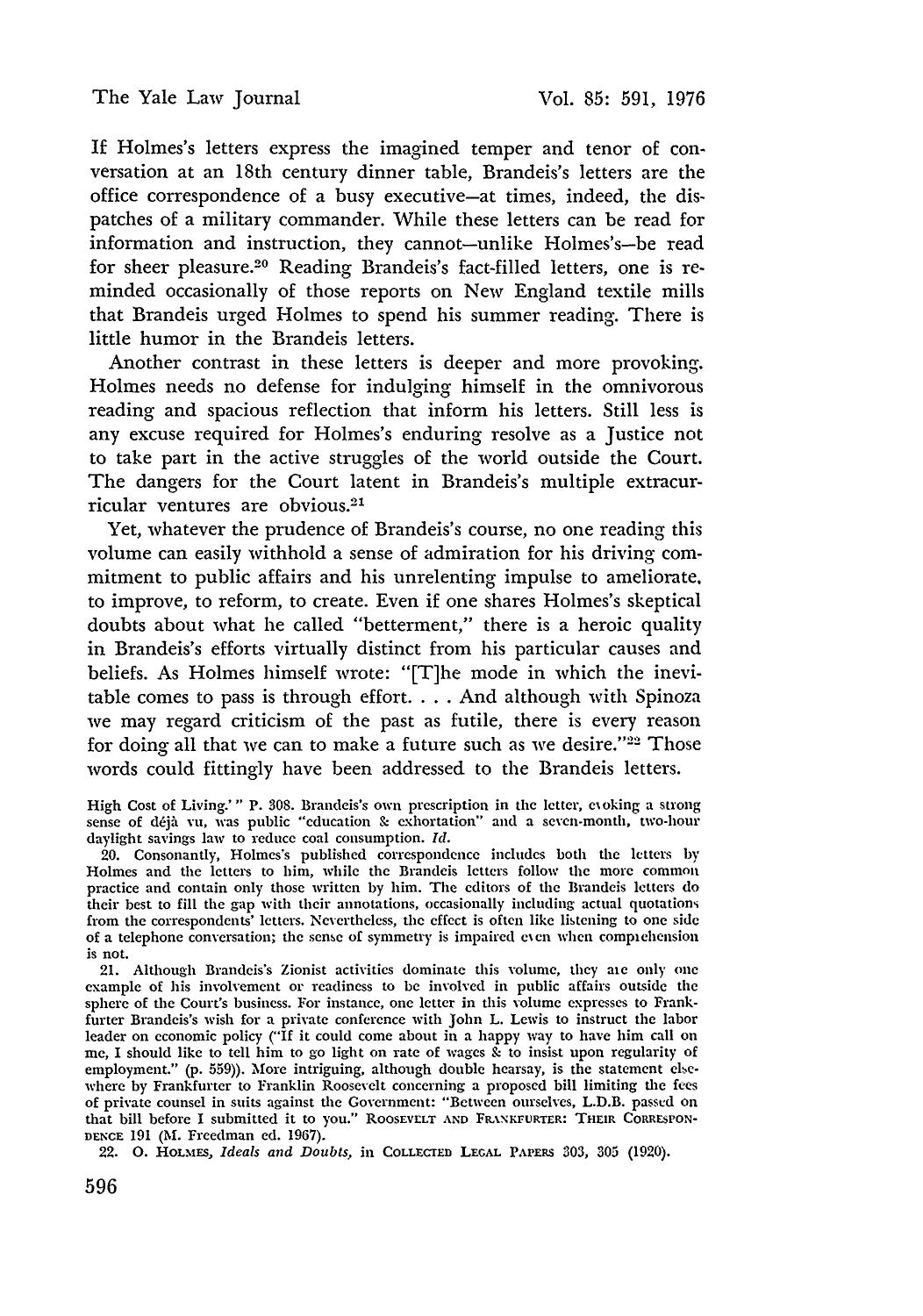If Holmes's letters express the imagined temper and tenor of conversation at an 18th century dinner table, Brandeis's letters are the office correspondence of a busy executive—at times, indeed, the dispatches of a military commander. While these letters can be read for information and instruction, they cannot—unlike Holmes's—be read for sheer pleasure.[20] Reading Brandeis's fact-filled letters, one is reminded occasionally of those reports on New England textile mills that Brandeis urged Holmes to spend his summer reading. There is little humor in the Brandeis letters.

Another contrast in these letters is deeper and more provoking. Holmes needs no defense for indulging himself in the omnivorous reading and spacious reflection that inform his letters. Still less is any excuse required for Holmes's enduring resolve as a Justice not to take part in the active struggles of the world outside the Court. The dangers for the Court latent in Brandeis's multiple extracurricular ventures are obvious.[21]

Yet, whatever the prudence of Brandeis's course, no one reading this volume can easily withhold a sense of admiration for his driving commitment to public affairs and his unrelenting impulse to ameliorate, to improve, to reform, to create. Even if one shares Holmes's skeptical doubts about what he called "betterment," there is a heroic quality in Brandeis's efforts virtually distinct from his particular causes and beliefs. As Holmes himself wrote: "[T]he mode in which the inevitable comes to pass is through effort. . . . And although with Spinoza we may regard criticism of the past as futile, there is every reason for doing all that we can to make a future such as we desire."[22] Those words could fittingly have been addressed to the Brandeis letters.

---

High Cost of Living.'" P. 308. Brandeis's own prescription in the letter, evoking a strong sense of déjà vu, was public "education & exhortation" and a seven-month, two-hour daylight savings law to reduce coal consumption. *Id.*

20. Consonantly, Holmes's published correspondence includes both the letters by Holmes and the letters to him, while the Brandeis letters follow the more common practice and contain only those written by him. The editors of the Brandeis letters do their best to fill the gap with their annotations, occasionally including actual quotations from the correspondents' letters. Nevertheless, the effect is often like listening to one side of a telephone conversation; the sense of symmetry is impaired even when comprehension is not.

21. Although Brandeis's Zionist activities dominate this volume, they are only one example of his involvement or readiness to be involved in public affairs outside the sphere of the Court's business. For instance, one letter in this volume expresses to Frankfurter Brandeis's wish for a private conference with John L. Lewis to instruct the labor leader on economic policy ("If it could come about in a happy way to have him call on me, I should like to tell him to go light on rate of wages & to insist upon regularity of employment." (p. 559)). More intriguing, although double hearsay, is the statement elsewhere by Frankfurter to Franklin Roosevelt concerning a proposed bill limiting the fees of private counsel in suits against the Government: "Between ourselves, L.D.B. passed on that bill before I submitted it to you." ROOSEVELT AND FRANKFURTER: THEIR CORRESPONDENCE 191 (M. Freedman ed. 1967).

22. O. HOLMES, *Ideals and Doubts*, in COLLECTED LEGAL PAPERS 303, 305 (1920).